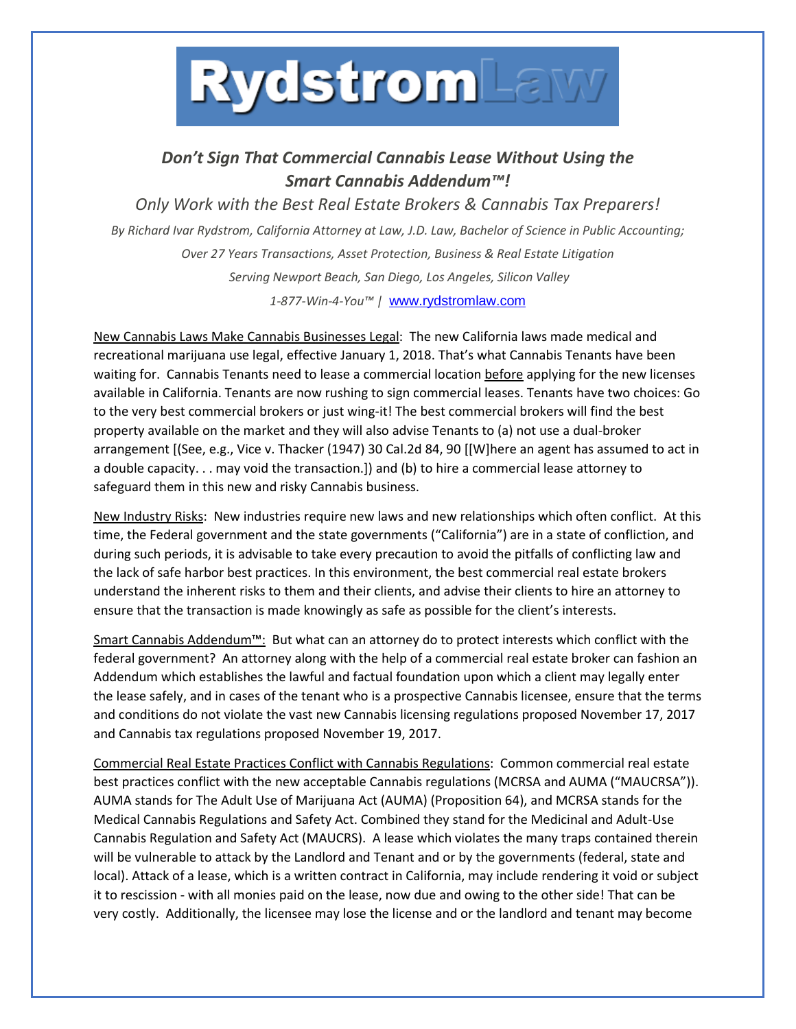# RydstromLaw

## *Don't Sign That Commercial Cannabis Lease Without Using the Smart Cannabis Addendum™!*

*Only Work with the Best Real Estate Brokers & Cannabis Tax Preparers!*

*By Richard Ivar Rydstrom, California Attorney at Law, J.D. Law, Bachelor of Science in Public Accounting;*
*Over 27 Years Transactions, Asset Protection, Business & Real Estate Litigation*
*Serving Newport Beach, San Diego, Los Angeles, Silicon Valley*
*1-877-Win-4-You™ |* www.rydstromlaw.com

New Cannabis Laws Make Cannabis Businesses Legal: The new California laws made medical and recreational marijuana use legal, effective January 1, 2018. That's what Cannabis Tenants have been waiting for. Cannabis Tenants need to lease a commercial location before applying for the new licenses available in California. Tenants are now rushing to sign commercial leases. Tenants have two choices: Go to the very best commercial brokers or just wing-it! The best commercial brokers will find the best property available on the market and they will also advise Tenants to (a) not use a dual-broker arrangement [(See, e.g., Vice v. Thacker (1947) 30 Cal.2d 84, 90 [[W]here an agent has assumed to act in a double capacity. . . may void the transaction.]) and (b) to hire a commercial lease attorney to safeguard them in this new and risky Cannabis business.

New Industry Risks: New industries require new laws and new relationships which often conflict. At this time, the Federal government and the state governments ("California") are in a state of confliction, and during such periods, it is advisable to take every precaution to avoid the pitfalls of conflicting law and the lack of safe harbor best practices. In this environment, the best commercial real estate brokers understand the inherent risks to them and their clients, and advise their clients to hire an attorney to ensure that the transaction is made knowingly as safe as possible for the client's interests.

Smart Cannabis Addendum™: But what can an attorney do to protect interests which conflict with the federal government? An attorney along with the help of a commercial real estate broker can fashion an Addendum which establishes the lawful and factual foundation upon which a client may legally enter the lease safely, and in cases of the tenant who is a prospective Cannabis licensee, ensure that the terms and conditions do not violate the vast new Cannabis licensing regulations proposed November 17, 2017 and Cannabis tax regulations proposed November 19, 2017.

Commercial Real Estate Practices Conflict with Cannabis Regulations: Common commercial real estate best practices conflict with the new acceptable Cannabis regulations (MCRSA and AUMA ("MAUCRSA")). AUMA stands for The Adult Use of Marijuana Act (AUMA) (Proposition 64), and MCRSA stands for the Medical Cannabis Regulations and Safety Act. Combined they stand for the Medicinal and Adult-Use Cannabis Regulation and Safety Act (MAUCRS). A lease which violates the many traps contained therein will be vulnerable to attack by the Landlord and Tenant and or by the governments (federal, state and local). Attack of a lease, which is a written contract in California, may include rendering it void or subject it to rescission - with all monies paid on the lease, now due and owing to the other side! That can be very costly. Additionally, the licensee may lose the license and or the landlord and tenant may become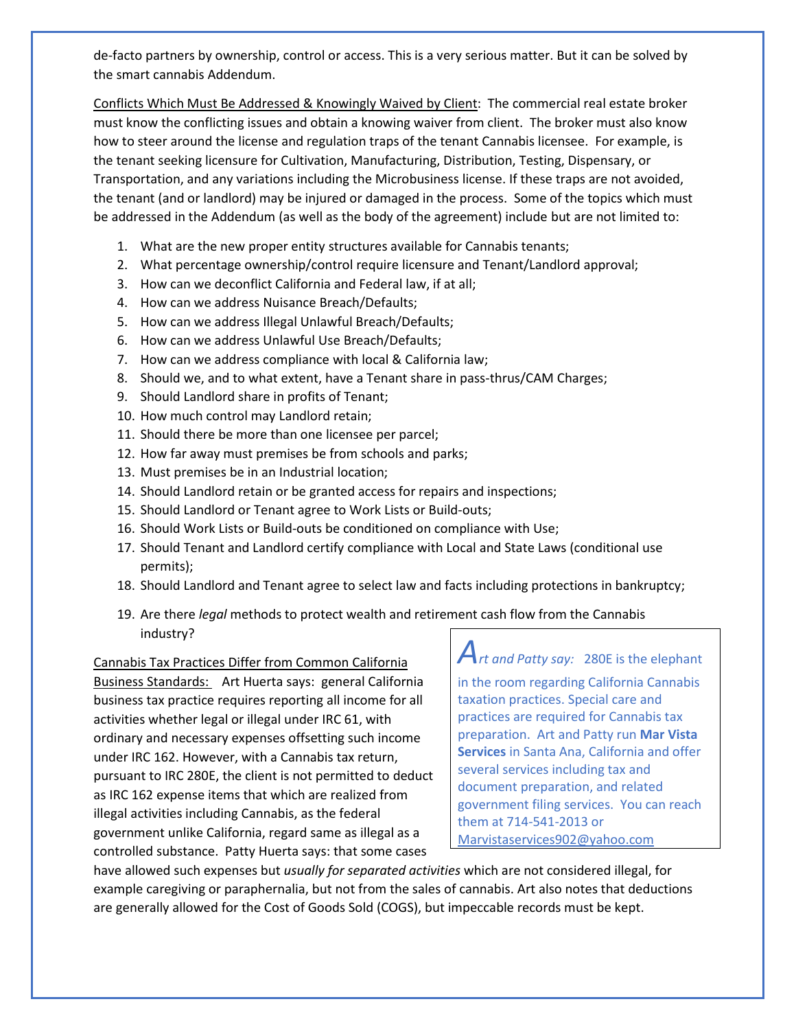de-facto partners by ownership, control or access. This is a very serious matter. But it can be solved by the smart cannabis Addendum.

Conflicts Which Must Be Addressed & Knowingly Waived by Client: The commercial real estate broker must know the conflicting issues and obtain a knowing waiver from client. The broker must also know how to steer around the license and regulation traps of the tenant Cannabis licensee. For example, is the tenant seeking licensure for Cultivation, Manufacturing, Distribution, Testing, Dispensary, or Transportation, and any variations including the Microbusiness license. If these traps are not avoided, the tenant (and or landlord) may be injured or damaged in the process. Some of the topics which must be addressed in the Addendum (as well as the body of the agreement) include but are not limited to:

1. What are the new proper entity structures available for Cannabis tenants;
2. What percentage ownership/control require licensure and Tenant/Landlord approval;
3. How can we deconflict California and Federal law, if at all;
4. How can we address Nuisance Breach/Defaults;
5. How can we address Illegal Unlawful Breach/Defaults;
6. How can we address Unlawful Use Breach/Defaults;
7. How can we address compliance with local & California law;
8. Should we, and to what extent, have a Tenant share in pass-thrus/CAM Charges;
9. Should Landlord share in profits of Tenant;
10. How much control may Landlord retain;
11. Should there be more than one licensee per parcel;
12. How far away must premises be from schools and parks;
13. Must premises be in an Industrial location;
14. Should Landlord retain or be granted access for repairs and inspections;
15. Should Landlord or Tenant agree to Work Lists or Build-outs;
16. Should Work Lists or Build-outs be conditioned on compliance with Use;
17. Should Tenant and Landlord certify compliance with Local and State Laws (conditional use permits);
18. Should Landlord and Tenant agree to select law and facts including protections in bankruptcy;
19. Are there *legal* methods to protect wealth and retirement cash flow from the Cannabis industry?

Cannabis Tax Practices Differ from Common California Business Standards: Art Huerta says: general California business tax practice requires reporting all income for all activities whether legal or illegal under IRC 61, with ordinary and necessary expenses offsetting such income under IRC 162. However, with a Cannabis tax return, pursuant to IRC 280E, the client is not permitted to deduct as IRC 162 expense items that which are realized from illegal activities including Cannabis, as the federal government unlike California, regard same as illegal as a controlled substance. Patty Huerta says: that some cases have allowed such expenses but *usually for separated activities* which are not considered illegal, for example caregiving or paraphernalia, but not from the sales of cannabis. Art also notes that deductions are generally allowed for the Cost of Goods Sold (COGS), but impeccable records must be kept.

> *Art and Patty say:* 280E is the elephant in the room regarding California Cannabis taxation practices. Special care and practices are required for Cannabis tax preparation. Art and Patty run **Mar Vista Services** in Santa Ana, California and offer several services including tax and document preparation, and related government filing services. You can reach them at 714-541-2013 or Marvistaservices902@yahoo.com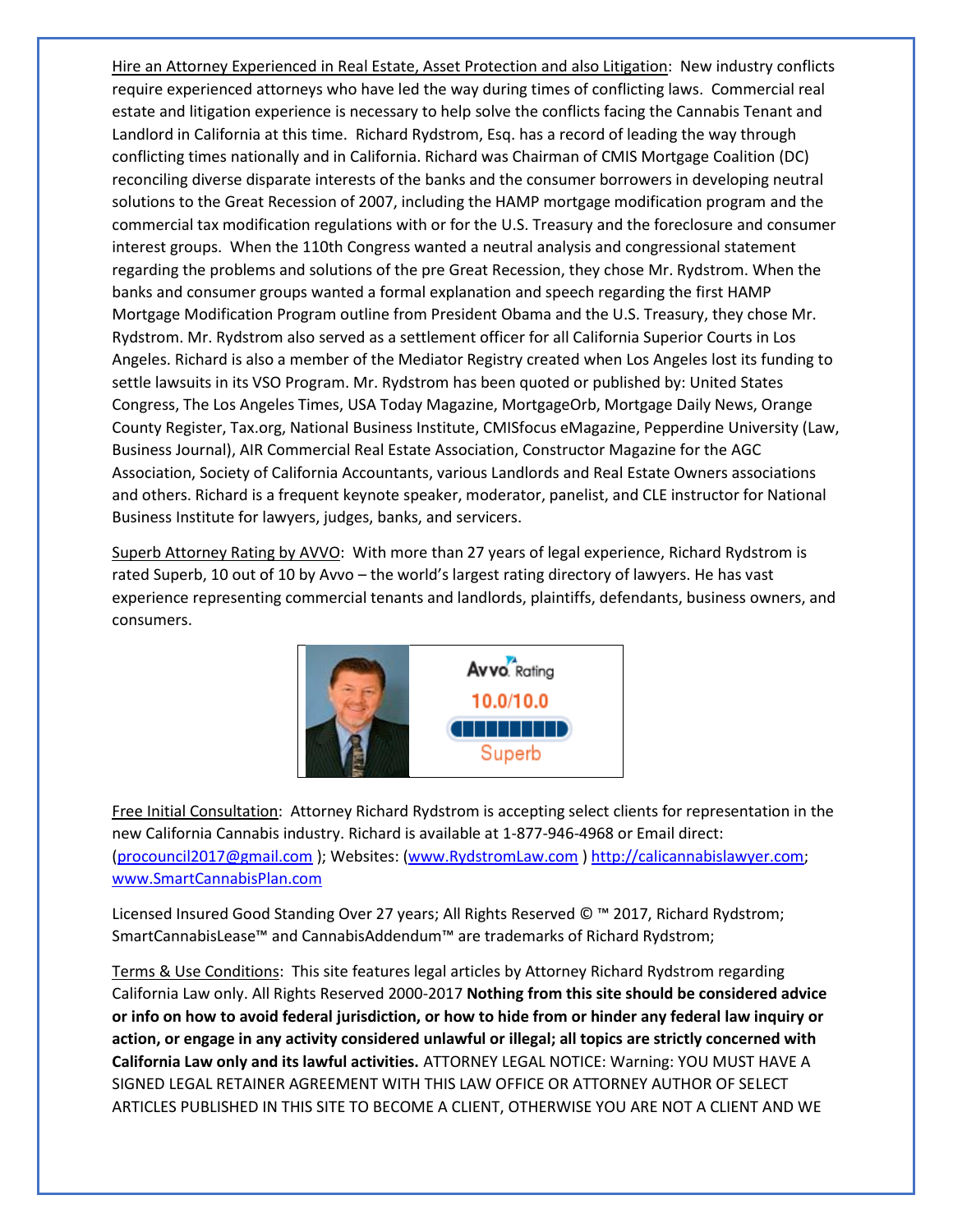Hire an Attorney Experienced in Real Estate, Asset Protection and also Litigation: New industry conflicts require experienced attorneys who have led the way during times of conflicting laws. Commercial real estate and litigation experience is necessary to help solve the conflicts facing the Cannabis Tenant and Landlord in California at this time. Richard Rydstrom, Esq. has a record of leading the way through conflicting times nationally and in California. Richard was Chairman of CMIS Mortgage Coalition (DC) reconciling diverse disparate interests of the banks and the consumer borrowers in developing neutral solutions to the Great Recession of 2007, including the HAMP mortgage modification program and the commercial tax modification regulations with or for the U.S. Treasury and the foreclosure and consumer interest groups. When the 110th Congress wanted a neutral analysis and congressional statement regarding the problems and solutions of the pre Great Recession, they chose Mr. Rydstrom. When the banks and consumer groups wanted a formal explanation and speech regarding the first HAMP Mortgage Modification Program outline from President Obama and the U.S. Treasury, they chose Mr. Rydstrom. Mr. Rydstrom also served as a settlement officer for all California Superior Courts in Los Angeles. Richard is also a member of the Mediator Registry created when Los Angeles lost its funding to settle lawsuits in its VSO Program. Mr. Rydstrom has been quoted or published by: United States Congress, The Los Angeles Times, USA Today Magazine, MortgageOrb, Mortgage Daily News, Orange County Register, Tax.org, National Business Institute, CMISfocus eMagazine, Pepperdine University (Law, Business Journal), AIR Commercial Real Estate Association, Constructor Magazine for the AGC Association, Society of California Accountants, various Landlords and Real Estate Owners associations and others. Richard is a frequent keynote speaker, moderator, panelist, and CLE instructor for National Business Institute for lawyers, judges, banks, and servicers.

Superb Attorney Rating by AVVO: With more than 27 years of legal experience, Richard Rydstrom is rated Superb, 10 out of 10 by Avvo – the world's largest rating directory of lawyers. He has vast experience representing commercial tenants and landlords, plaintiffs, defendants, business owners, and consumers.

Avvo Rating
10.0/10.0
Superb

Free Initial Consultation: Attorney Richard Rydstrom is accepting select clients for representation in the new California Cannabis industry. Richard is available at 1-877-946-4968 or Email direct: (procouncil2017@gmail.com ); Websites: (www.RydstromLaw.com ) http://calicannabislawyer.com; www.SmartCannabisPlan.com

Licensed Insured Good Standing Over 27 years; All Rights Reserved © ™ 2017, Richard Rydstrom; SmartCannabisLease™ and CannabisAddendum™ are trademarks of Richard Rydstrom;

Terms & Use Conditions: This site features legal articles by Attorney Richard Rydstrom regarding California Law only. All Rights Reserved 2000-2017 **Nothing from this site should be considered advice or info on how to avoid federal jurisdiction, or how to hide from or hinder any federal law inquiry or action, or engage in any activity considered unlawful or illegal; all topics are strictly concerned with California Law only and its lawful activities.** ATTORNEY LEGAL NOTICE: Warning: YOU MUST HAVE A SIGNED LEGAL RETAINER AGREEMENT WITH THIS LAW OFFICE OR ATTORNEY AUTHOR OF SELECT ARTICLES PUBLISHED IN THIS SITE TO BECOME A CLIENT, OTHERWISE YOU ARE NOT A CLIENT AND WE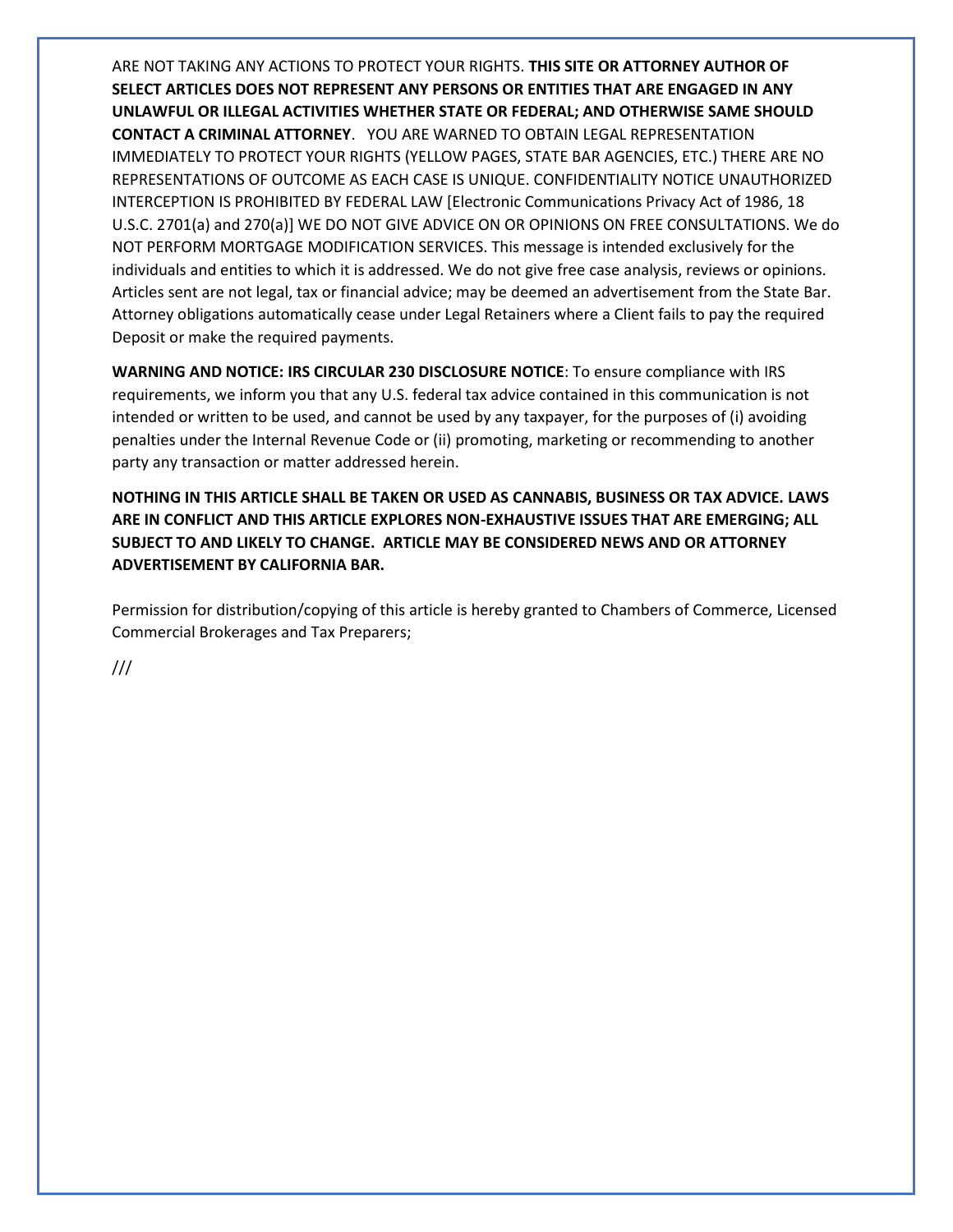ARE NOT TAKING ANY ACTIONS TO PROTECT YOUR RIGHTS. **THIS SITE OR ATTORNEY AUTHOR OF SELECT ARTICLES DOES NOT REPRESENT ANY PERSONS OR ENTITIES THAT ARE ENGAGED IN ANY UNLAWFUL OR ILLEGAL ACTIVITIES WHETHER STATE OR FEDERAL; AND OTHERWISE SAME SHOULD CONTACT A CRIMINAL ATTORNEY**. YOU ARE WARNED TO OBTAIN LEGAL REPRESENTATION IMMEDIATELY TO PROTECT YOUR RIGHTS (YELLOW PAGES, STATE BAR AGENCIES, ETC.) THERE ARE NO REPRESENTATIONS OF OUTCOME AS EACH CASE IS UNIQUE. CONFIDENTIALITY NOTICE UNAUTHORIZED INTERCEPTION IS PROHIBITED BY FEDERAL LAW [Electronic Communications Privacy Act of 1986, 18 U.S.C. 2701(a) and 270(a)] WE DO NOT GIVE ADVICE ON OR OPINIONS ON FREE CONSULTATIONS. We do NOT PERFORM MORTGAGE MODIFICATION SERVICES. This message is intended exclusively for the individuals and entities to which it is addressed. We do not give free case analysis, reviews or opinions. Articles sent are not legal, tax or financial advice; may be deemed an advertisement from the State Bar. Attorney obligations automatically cease under Legal Retainers where a Client fails to pay the required Deposit or make the required payments.

**WARNING AND NOTICE: IRS CIRCULAR 230 DISCLOSURE NOTICE**: To ensure compliance with IRS requirements, we inform you that any U.S. federal tax advice contained in this communication is not intended or written to be used, and cannot be used by any taxpayer, for the purposes of (i) avoiding penalties under the Internal Revenue Code or (ii) promoting, marketing or recommending to another party any transaction or matter addressed herein.

**NOTHING IN THIS ARTICLE SHALL BE TAKEN OR USED AS CANNABIS, BUSINESS OR TAX ADVICE. LAWS ARE IN CONFLICT AND THIS ARTICLE EXPLORES NON-EXHAUSTIVE ISSUES THAT ARE EMERGING; ALL SUBJECT TO AND LIKELY TO CHANGE. ARTICLE MAY BE CONSIDERED NEWS AND OR ATTORNEY ADVERTISEMENT BY CALIFORNIA BAR.**

Permission for distribution/copying of this article is hereby granted to Chambers of Commerce, Licensed Commercial Brokerages and Tax Preparers;

///